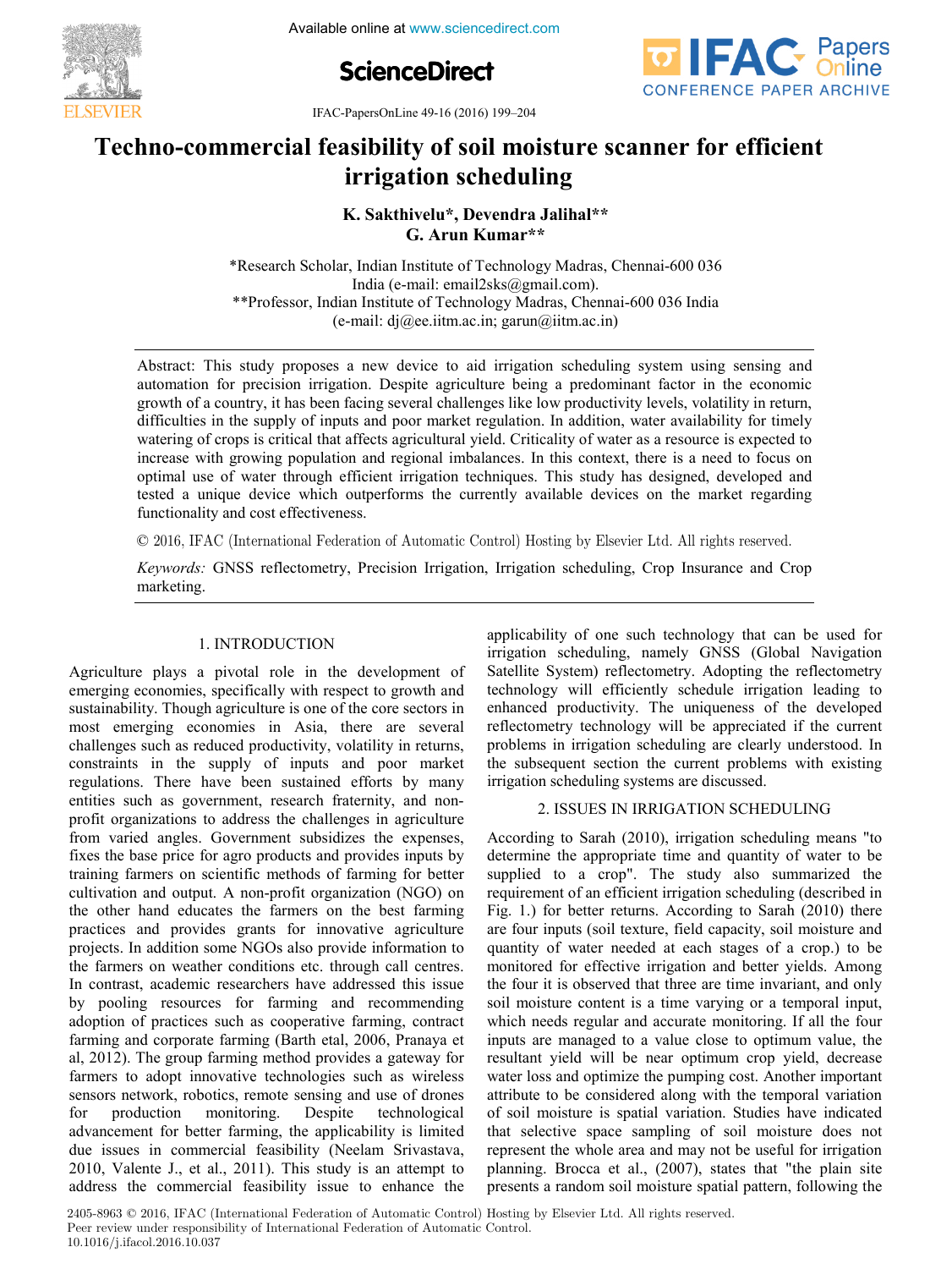# Techno-commercial feasibility of soil moisture scanner for efficient irrigation scheduling

**K. Sakthivelu\*, Devendra Jalihal\*\***
**G. Arun Kumar\*\***

\*Research Scholar, Indian Institute of Technology Madras, Chennai-600 036 India (e-mail: email2sks@gmail.com).
\*\*Professor, Indian Institute of Technology Madras, Chennai-600 036 India (e-mail: dj@ee.iitm.ac.in; garun@iitm.ac.in)

Abstract: This study proposes a new device to aid irrigation scheduling system using sensing and automation for precision irrigation. Despite agriculture being a predominant factor in the economic growth of a country, it has been facing several challenges like low productivity levels, volatility in return, difficulties in the supply of inputs and poor market regulation. In addition, water availability for timely watering of crops is critical that affects agricultural yield. Criticality of water as a resource is expected to increase with growing population and regional imbalances. In this context, there is a need to focus on optimal use of water through efficient irrigation techniques. This study has designed, developed and tested a unique device which outperforms the currently available devices on the market regarding functionality and cost effectiveness.

© 2016, IFAC (International Federation of Automatic Control) Hosting by Elsevier Ltd. All rights reserved.

*Keywords:* GNSS reflectometry, Precision Irrigation, Irrigation scheduling, Crop Insurance and Crop marketing.

## 1. INTRODUCTION

Agriculture plays a pivotal role in the development of emerging economies, specifically with respect to growth and sustainability. Though agriculture is one of the core sectors in most emerging economies in Asia, there are several challenges such as reduced productivity, volatility in returns, constraints in the supply of inputs and poor market regulations. There have been sustained efforts by many entities such as government, research fraternity, and non-profit organizations to address the challenges in agriculture from varied angles. Government subsidizes the expenses, fixes the base price for agro products and provides inputs by training farmers on scientific methods of farming for better cultivation and output. A non-profit organization (NGO) on the other hand educates the farmers on the best farming practices and provides grants for innovative agriculture projects. In addition some NGOs also provide information to the farmers on weather conditions etc. through call centres. In contrast, academic researchers have addressed this issue by pooling resources for farming and recommending adoption of practices such as cooperative farming, contract farming and corporate farming (Barth etal, 2006, Pranaya et al, 2012). The group farming method provides a gateway for farmers to adopt innovative technologies such as wireless sensors network, robotics, remote sensing and use of drones for production monitoring. Despite technological advancement for better farming, the applicability is limited due issues in commercial feasibility (Neelam Srivastava, 2010, Valente J., et al., 2011). This study is an attempt to address the commercial feasibility issue to enhance the applicability of one such technology that can be used for irrigation scheduling, namely GNSS (Global Navigation Satellite System) reflectometry. Adopting the reflectometry technology will efficiently schedule irrigation leading to enhanced productivity. The uniqueness of the developed reflectometry technology will be appreciated if the current problems in irrigation scheduling are clearly understood. In the subsequent section the current problems with existing irrigation scheduling systems are discussed.

## 2. ISSUES IN IRRIGATION SCHEDULING

According to Sarah (2010), irrigation scheduling means "to determine the appropriate time and quantity of water to be supplied to a crop". The study also summarized the requirement of an efficient irrigation scheduling (described in Fig. 1.) for better returns. According to Sarah (2010) there are four inputs (soil texture, field capacity, soil moisture and quantity of water needed at each stages of a crop.) to be monitored for effective irrigation and better yields. Among the four it is observed that three are time invariant, and only soil moisture content is a time varying or a temporal input, which needs regular and accurate monitoring. If all the four inputs are managed to a value close to optimum value, the resultant yield will be near optimum crop yield, decrease water loss and optimize the pumping cost. Another important attribute to be considered along with the temporal variation of soil moisture is spatial variation. Studies have indicated that selective space sampling of soil moisture does not represent the whole area and may not be useful for irrigation planning. Brocca et al., (2007), states that "the plain site presents a random soil moisture spatial pattern, following the

2405-8963 © 2016, IFAC (International Federation of Automatic Control) Hosting by Elsevier Ltd. All rights reserved.
Peer review under responsibility of International Federation of Automatic Control.
10.1016/j.ifacol.2016.10.037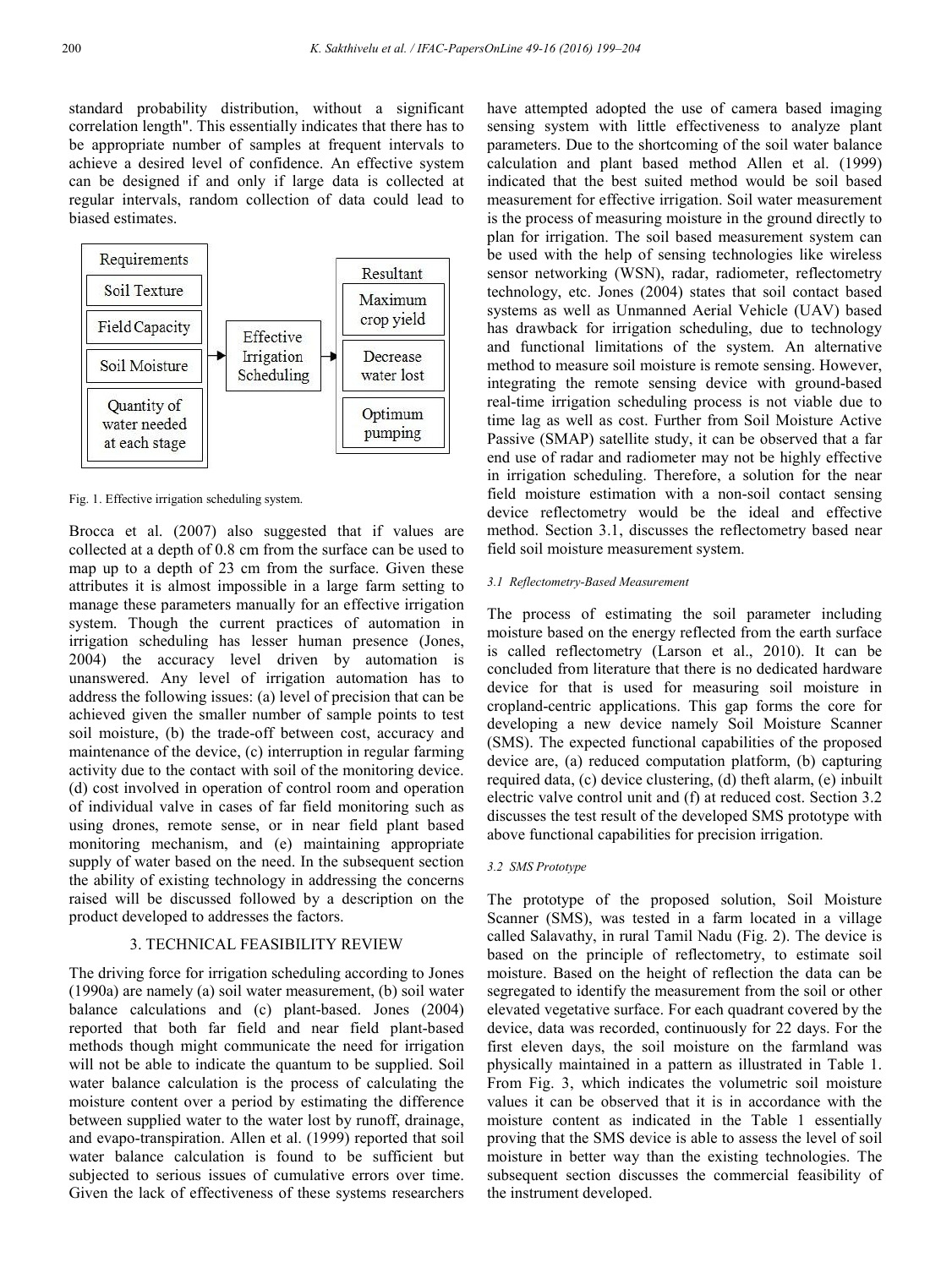standard probability distribution, without a significant correlation length". This essentially indicates that there has to be appropriate number of samples at frequent intervals to achieve a desired level of confidence. An effective system can be designed if and only if large data is collected at regular intervals, random collection of data could lead to biased estimates.

Fig. 1. Effective irrigation scheduling system.

Brocca et al. (2007) also suggested that if values are collected at a depth of 0.8 cm from the surface can be used to map up to a depth of 23 cm from the surface. Given these attributes it is almost impossible in a large farm setting to manage these parameters manually for an effective irrigation system. Though the current practices of automation in irrigation scheduling has lesser human presence (Jones, 2004) the accuracy level driven by automation is unanswered. Any level of irrigation automation has to address the following issues: (a) level of precision that can be achieved given the smaller number of sample points to test soil moisture, (b) the trade-off between cost, accuracy and maintenance of the device, (c) interruption in regular farming activity due to the contact with soil of the monitoring device. (d) cost involved in operation of control room and operation of individual valve in cases of far field monitoring such as using drones, remote sense, or in near field plant based monitoring mechanism, and (e) maintaining appropriate supply of water based on the need. In the subsequent section the ability of existing technology in addressing the concerns raised will be discussed followed by a description on the product developed to addresses the factors.

## 3. TECHNICAL FEASIBILITY REVIEW

The driving force for irrigation scheduling according to Jones (1990a) are namely (a) soil water measurement, (b) soil water balance calculations and (c) plant-based. Jones (2004) reported that both far field and near field plant-based methods though might communicate the need for irrigation will not be able to indicate the quantum to be supplied. Soil water balance calculation is the process of calculating the moisture content over a period by estimating the difference between supplied water to the water lost by runoff, drainage, and evapo-transpiration. Allen et al. (1999) reported that soil water balance calculation is found to be sufficient but subjected to serious issues of cumulative errors over time. Given the lack of effectiveness of these systems researchers have attempted adopted the use of camera based imaging sensing system with little effectiveness to analyze plant parameters. Due to the shortcoming of the soil water balance calculation and plant based method Allen et al. (1999) indicated that the best suited method would be soil based measurement for effective irrigation. Soil water measurement is the process of measuring moisture in the ground directly to plan for irrigation. The soil based measurement system can be used with the help of sensing technologies like wireless sensor networking (WSN), radar, radiometer, reflectometry technology, etc. Jones (2004) states that soil contact based systems as well as Unmanned Aerial Vehicle (UAV) based has drawback for irrigation scheduling, due to technology and functional limitations of the system. An alternative method to measure soil moisture is remote sensing. However, integrating the remote sensing device with ground-based real-time irrigation scheduling process is not viable due to time lag as well as cost. Further from Soil Moisture Active Passive (SMAP) satellite study, it can be observed that a far end use of radar and radiometer may not be highly effective in irrigation scheduling. Therefore, a solution for the near field moisture estimation with a non-soil contact sensing device reflectometry would be the ideal and effective method. Section 3.1, discusses the reflectometry based near field soil moisture measurement system.

### *3.1 Reflectometry-Based Measurement*

The process of estimating the soil parameter including moisture based on the energy reflected from the earth surface is called reflectometry (Larson et al., 2010). It can be concluded from literature that there is no dedicated hardware device for that is used for measuring soil moisture in cropland-centric applications. This gap forms the core for developing a new device namely Soil Moisture Scanner (SMS). The expected functional capabilities of the proposed device are, (a) reduced computation platform, (b) capturing required data, (c) device clustering, (d) theft alarm, (e) inbuilt electric valve control unit and (f) at reduced cost. Section 3.2 discusses the test result of the developed SMS prototype with above functional capabilities for precision irrigation.

### *3.2 SMS Prototype*

The prototype of the proposed solution, Soil Moisture Scanner (SMS), was tested in a farm located in a village called Salavathy, in rural Tamil Nadu (Fig. 2). The device is based on the principle of reflectometry, to estimate soil moisture. Based on the height of reflection the data can be segregated to identify the measurement from the soil or other elevated vegetative surface. For each quadrant covered by the device, data was recorded, continuously for 22 days. For the first eleven days, the soil moisture on the farmland was physically maintained in a pattern as illustrated in Table 1. From Fig. 3, which indicates the volumetric soil moisture values it can be observed that it is in accordance with the moisture content as indicated in the Table 1 essentially proving that the SMS device is able to assess the level of soil moisture in better way than the existing technologies. The subsequent section discusses the commercial feasibility of the instrument developed.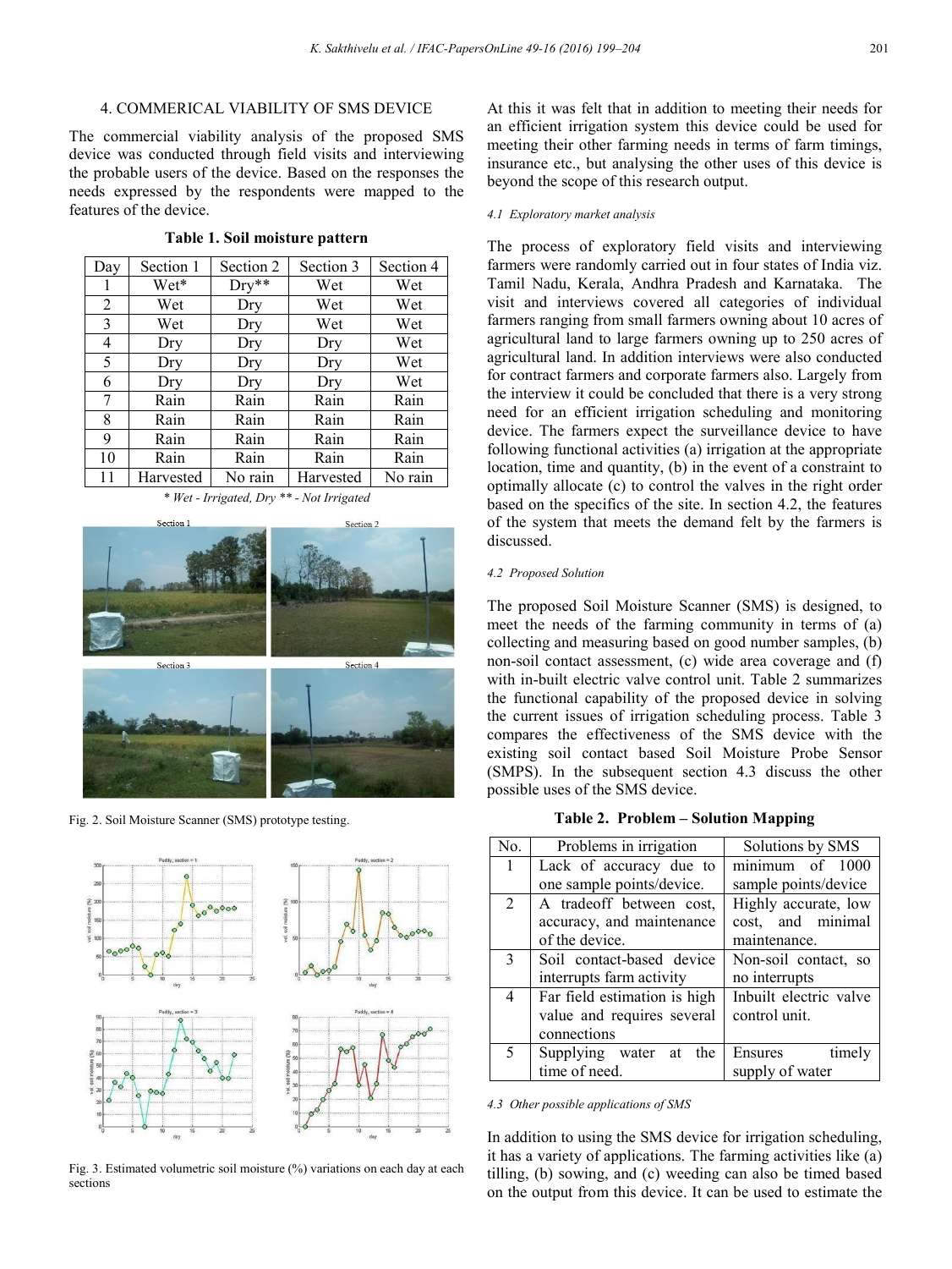## 4. COMMERICAL VIABILITY OF SMS DEVICE

The commercial viability analysis of the proposed SMS device was conducted through field visits and interviewing the probable users of the device. Based on the responses the needs expressed by the respondents were mapped to the features of the device.

**Table 1. Soil moisture pattern**

| Day | Section 1 | Section 2 | Section 3 | Section 4 |
|---|---|---|---|---|
| 1 | Wet* | Dry** | Wet | Wet |
| 2 | Wet | Dry | Wet | Wet |
| 3 | Wet | Dry | Wet | Wet |
| 4 | Dry | Dry | Dry | Wet |
| 5 | Dry | Dry | Dry | Wet |
| 6 | Dry | Dry | Dry | Wet |
| 7 | Rain | Rain | Rain | Rain |
| 8 | Rain | Rain | Rain | Rain |
| 9 | Rain | Rain | Rain | Rain |
| 10 | Rain | Rain | Rain | Rain |
| 11 | Harvested | No rain | Harvested | No rain |

*\* Wet - Irrigated, Dry \*\* - Not Irrigated*

Fig. 2. Soil Moisture Scanner (SMS) prototype testing.

Fig. 3. Estimated volumetric soil moisture (%) variations on each day at each sections

At this it was felt that in addition to meeting their needs for an efficient irrigation system this device could be used for meeting their other farming needs in terms of farm timings, insurance etc., but analysing the other uses of this device is beyond the scope of this research output.

### *4.1 Exploratory market analysis*

The process of exploratory field visits and interviewing farmers were randomly carried out in four states of India viz. Tamil Nadu, Kerala, Andhra Pradesh and Karnataka. The visit and interviews covered all categories of individual farmers ranging from small farmers owning about 10 acres of agricultural land to large farmers owning up to 250 acres of agricultural land. In addition interviews were also conducted for contract farmers and corporate farmers also. Largely from the interview it could be concluded that there is a very strong need for an efficient irrigation scheduling and monitoring device. The farmers expect the surveillance device to have following functional activities (a) irrigation at the appropriate location, time and quantity, (b) in the event of a constraint to optimally allocate (c) to control the valves in the right order based on the specifics of the site. In section 4.2, the features of the system that meets the demand felt by the farmers is discussed.

### *4.2 Proposed Solution*

The proposed Soil Moisture Scanner (SMS) is designed, to meet the needs of the farming community in terms of (a) collecting and measuring based on good number samples, (b) non-soil contact assessment, (c) wide area coverage and (f) with in-built electric valve control unit. Table 2 summarizes the functional capability of the proposed device in solving the current issues of irrigation scheduling process. Table 3 compares the effectiveness of the SMS device with the existing soil contact based Soil Moisture Probe Sensor (SMPS). In the subsequent section 4.3 discuss the other possible uses of the SMS device.

**Table 2. Problem – Solution Mapping**

| No. | Problems in irrigation | Solutions by SMS |
|---|---|---|
| 1 | Lack of accuracy due to one sample points/device. | minimum of 1000 sample points/device |
| 2 | A tradeoff between cost, accuracy, and maintenance of the device. | Highly accurate, low cost, and minimal maintenance. |
| 3 | Soil contact-based device interrupts farm activity | Non-soil contact, so no interrupts |
| 4 | Far field estimation is high value and requires several connections | Inbuilt electric valve control unit. |
| 5 | Supplying water at the time of need. | Ensures timely supply of water |

### *4.3 Other possible applications of SMS*

In addition to using the SMS device for irrigation scheduling, it has a variety of applications. The farming activities like (a) tilling, (b) sowing, and (c) weeding can also be timed based on the output from this device. It can be used to estimate the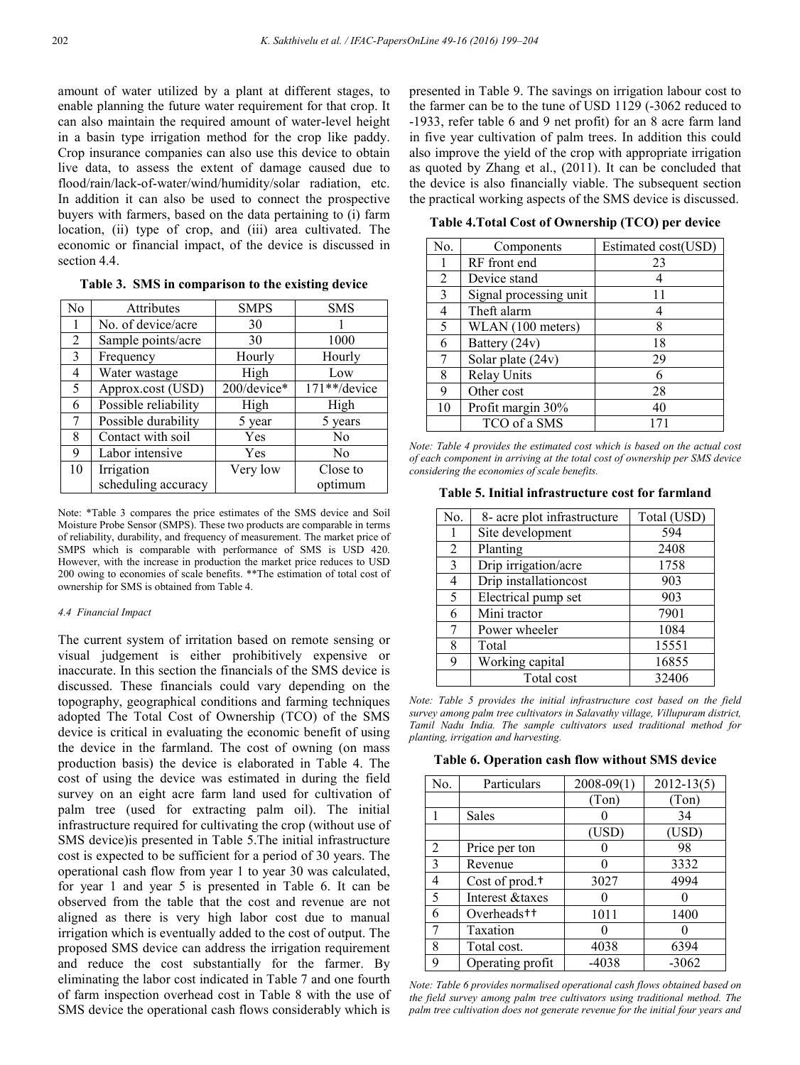amount of water utilized by a plant at different stages, to enable planning the future water requirement for that crop. It can also maintain the required amount of water-level height in a basin type irrigation method for the crop like paddy. Crop insurance companies can also use this device to obtain live data, to assess the extent of damage caused due to flood/rain/lack-of-water/wind/humidity/solar radiation, etc. In addition it can also be used to connect the prospective buyers with farmers, based on the data pertaining to (i) farm location, (ii) type of crop, and (iii) area cultivated. The economic or financial impact, of the device is discussed in section 4.4.

**Table 3. SMS in comparison to the existing device**

| No | Attributes | SMPS | SMS |
|---|---|---|---|
| 1 | No. of device/acre | 30 | 1 |
| 2 | Sample points/acre | 30 | 1000 |
| 3 | Frequency | Hourly | Hourly |
| 4 | Water wastage | High | Low |
| 5 | Approx.cost (USD) | 200/device* | 171**/device |
| 6 | Possible reliability | High | High |
| 7 | Possible durability | 5 year | 5 years |
| 8 | Contact with soil | Yes | No |
| 9 | Labor intensive | Yes | No |
| 10 | Irrigation scheduling accuracy | Very low | Close to optimum |

Note: *Table 3 compares the price estimates of the SMS device and Soil Moisture Probe Sensor (SMPS). These two products are comparable in terms of reliability, durability, and frequency of measurement. The market price of SMPS which is comparable with performance of SMS is USD 420. However, with the increase in production the market price reduces to USD 200 owing to economies of scale benefits. **The estimation of total cost of ownership for SMS is obtained from Table 4.

#### *4.4 Financial Impact*

The current system of irritation based on remote sensing or visual judgement is either prohibitively expensive or inaccurate. In this section the financials of the SMS device is discussed. These financials could vary depending on the topography, geographical conditions and farming techniques adopted The Total Cost of Ownership (TCO) of the SMS device is critical in evaluating the economic benefit of using the device in the farmland. The cost of owning (on mass production basis) the device is elaborated in Table 4. The cost of using the device was estimated in during the field survey on an eight acre farm land used for cultivation of palm tree (used for extracting palm oil). The initial infrastructure required for cultivating the crop (without use of SMS device)is presented in Table 5.The initial infrastructure cost is expected to be sufficient for a period of 30 years. The operational cash flow from year 1 to year 30 was calculated, for year 1 and year 5 is presented in Table 6. It can be observed from the table that the cost and revenue are not aligned as there is very high labor cost due to manual irrigation which is eventually added to the cost of output. The proposed SMS device can address the irrigation requirement and reduce the cost substantially for the farmer. By eliminating the labor cost indicated in Table 7 and one fourth of farm inspection overhead cost in Table 8 with the use of SMS device the operational cash flows considerably which is presented in Table 9. The savings on irrigation labour cost to the farmer can be to the tune of USD 1129 (-3062 reduced to -1933, refer table 6 and 9 net profit) for an 8 acre farm land in five year cultivation of palm trees. In addition this could also improve the yield of the crop with appropriate irrigation as quoted by Zhang et al., (2011). It can be concluded that the device is also financially viable. The subsequent section the practical working aspects of the SMS device is discussed.

**Table 4.Total Cost of Ownership (TCO) per device**

| No. | Components | Estimated cost(USD) |
|---|---|---|
| 1 | RF front end | 23 |
| 2 | Device stand | 4 |
| 3 | Signal processing unit | 11 |
| 4 | Theft alarm | 4 |
| 5 | WLAN (100 meters) | 8 |
| 6 | Battery (24v) | 18 |
| 7 | Solar plate (24v) | 29 |
| 8 | Relay Units | 6 |
| 9 | Other cost | 28 |
| 10 | Profit margin 30% | 40 |
| | TCO of a SMS | 171 |

*Note: Table 4 provides the estimated cost which is based on the actual cost of each component in arriving at the total cost of ownership per SMS device considering the economies of scale benefits.*

**Table 5. Initial infrastructure cost for farmland**

| No. | 8- acre plot infrastructure | Total (USD) |
|---|---|---|
| 1 | Site development | 594 |
| 2 | Planting | 2408 |
| 3 | Drip irrigation/acre | 1758 |
| 4 | Drip installationcost | 903 |
| 5 | Electrical pump set | 903 |
| 6 | Mini tractor | 7901 |
| 7 | Power wheeler | 1084 |
| 8 | Total | 15551 |
| 9 | Working capital | 16855 |
| | Total cost | 32406 |

*Note: Table 5 provides the initial infrastructure cost based on the field survey among palm tree cultivators in Salavathy village, Villupuram district, Tamil Nadu India. The sample cultivators used traditional method for planting, irrigation and harvesting.*

**Table 6. Operation cash flow without SMS device**

| No. | Particulars | 2008-09(1) | 2012-13(5) |
|---|---|---|---|
| | | (Ton) | (Ton) |
| 1 | Sales | 0 | 34 |
| | | (USD) | (USD) |
| 2 | Price per ton | 0 | 98 |
| 3 | Revenue | 0 | 3332 |
| 4 | Cost of prod.† | 3027 | 4994 |
| 5 | Interest &taxes | 0 | 0 |
| 6 | Overheads†† | 1011 | 1400 |
| 7 | Taxation | 0 | 0 |
| 8 | Total cost. | 4038 | 6394 |
| 9 | Operating profit | -4038 | -3062 |

*Note: Table 6 provides normalised operational cash flows obtained based on the field survey among palm tree cultivators using traditional method. The palm tree cultivation does not generate revenue for the initial four years and*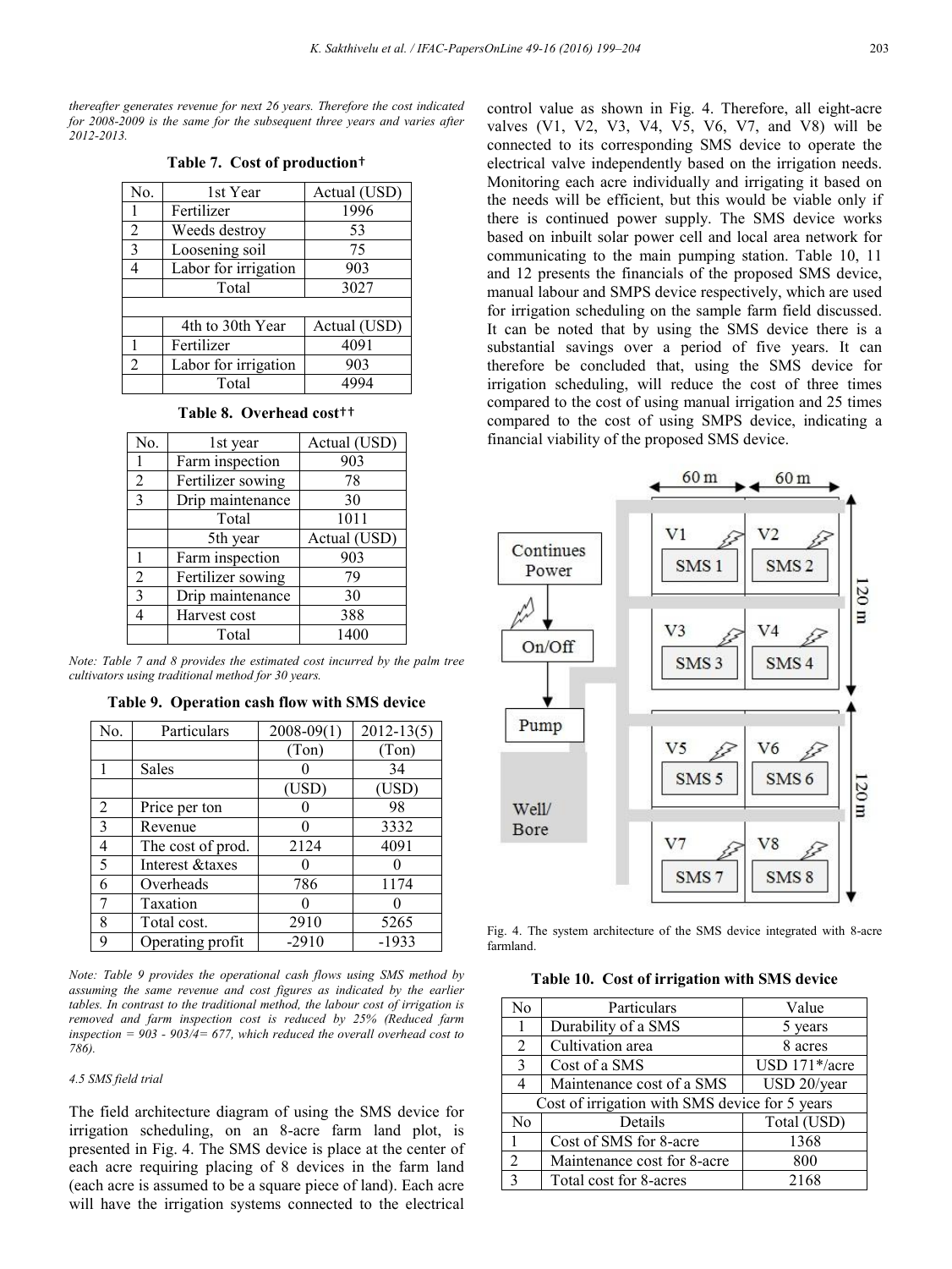*thereafter generates revenue for next 26 years. Therefore the cost indicated for 2008-2009 is the same for the subsequent three years and varies after 2012-2013.*

**Table 7. Cost of production†**

| No. | 1st Year | Actual (USD) |
|---|---|---|
| 1 | Fertilizer | 1996 |
| 2 | Weeds destroy | 53 |
| 3 | Loosening soil | 75 |
| 4 | Labor for irrigation | 903 |
| | Total | 3027 |
| | | |
| | 4th to 30th Year | Actual (USD) |
| 1 | Fertilizer | 4091 |
| 2 | Labor for irrigation | 903 |
| | Total | 4994 |

**Table 8. Overhead cost††**

| No. | 1st year | Actual (USD) |
|---|---|---|
| 1 | Farm inspection | 903 |
| 2 | Fertilizer sowing | 78 |
| 3 | Drip maintenance | 30 |
| | Total | 1011 |
| | 5th year | Actual (USD) |
| 1 | Farm inspection | 903 |
| 2 | Fertilizer sowing | 79 |
| 3 | Drip maintenance | 30 |
| 4 | Harvest cost | 388 |
| | Total | 1400 |

*Note: Table 7 and 8 provides the estimated cost incurred by the palm tree cultivators using traditional method for 30 years.*

**Table 9. Operation cash flow with SMS device**

| No. | Particulars | 2008-09(1) | 2012-13(5) |
|---|---|---|---|
| | | (Ton) | (Ton) |
| 1 | Sales | 0 | 34 |
| | | (USD) | (USD) |
| 2 | Price per ton | 0 | 98 |
| 3 | Revenue | 0 | 3332 |
| 4 | The cost of prod. | 2124 | 4091 |
| 5 | Interest &taxes | 0 | 0 |
| 6 | Overheads | 786 | 1174 |
| 7 | Taxation | 0 | 0 |
| 8 | Total cost. | 2910 | 5265 |
| 9 | Operating profit | -2910 | -1933 |

*Note: Table 9 provides the operational cash flows using SMS method by assuming the same revenue and cost figures as indicated by the earlier tables. In contrast to the traditional method, the labour cost of irrigation is removed and farm inspection cost is reduced by 25% (Reduced farm inspection = 903 - 903/4= 677, which reduced the overall overhead cost to 786).*

#### *4.5 SMS field trial*

The field architecture diagram of using the SMS device for irrigation scheduling, on an 8-acre farm land plot, is presented in Fig. 4. The SMS device is place at the center of each acre requiring placing of 8 devices in the farm land (each acre is assumed to be a square piece of land). Each acre will have the irrigation systems connected to the electrical control value as shown in Fig. 4. Therefore, all eight-acre valves (V1, V2, V3, V4, V5, V6, V7, and V8) will be connected to its corresponding SMS device to operate the electrical valve independently based on the irrigation needs. Monitoring each acre individually and irrigating it based on the needs will be efficient, but this would be viable only if there is continued power supply. The SMS device works based on inbuilt solar power cell and local area network for communicating to the main pumping station. Table 10, 11 and 12 presents the financials of the proposed SMS device, manual labour and SMPS device respectively, which are used for irrigation scheduling on the sample farm field discussed. It can be noted that by using the SMS device there is a substantial savings over a period of five years. It can therefore be concluded that, using the SMS device for irrigation scheduling, will reduce the cost of three times compared to the cost of using manual irrigation and 25 times compared to the cost of using SMPS device, indicating a financial viability of the proposed SMS device.

Fig. 4. The system architecture of the SMS device integrated with 8-acre farmland.

**Table 10. Cost of irrigation with SMS device**

| No | Particulars | Value |
|---|---|---|
| 1 | Durability of a SMS | 5 years |
| 2 | Cultivation area | 8 acres |
| 3 | Cost of a SMS | USD 171*/acre |
| 4 | Maintenance cost of a SMS | USD 20/year |
| Cost of irrigation with SMS device for 5 years | | |
| No | Details | Total (USD) |
| 1 | Cost of SMS for 8-acre | 1368 |
| 2 | Maintenance cost for 8-acre | 800 |
| 3 | Total cost for 8-acres | 2168 |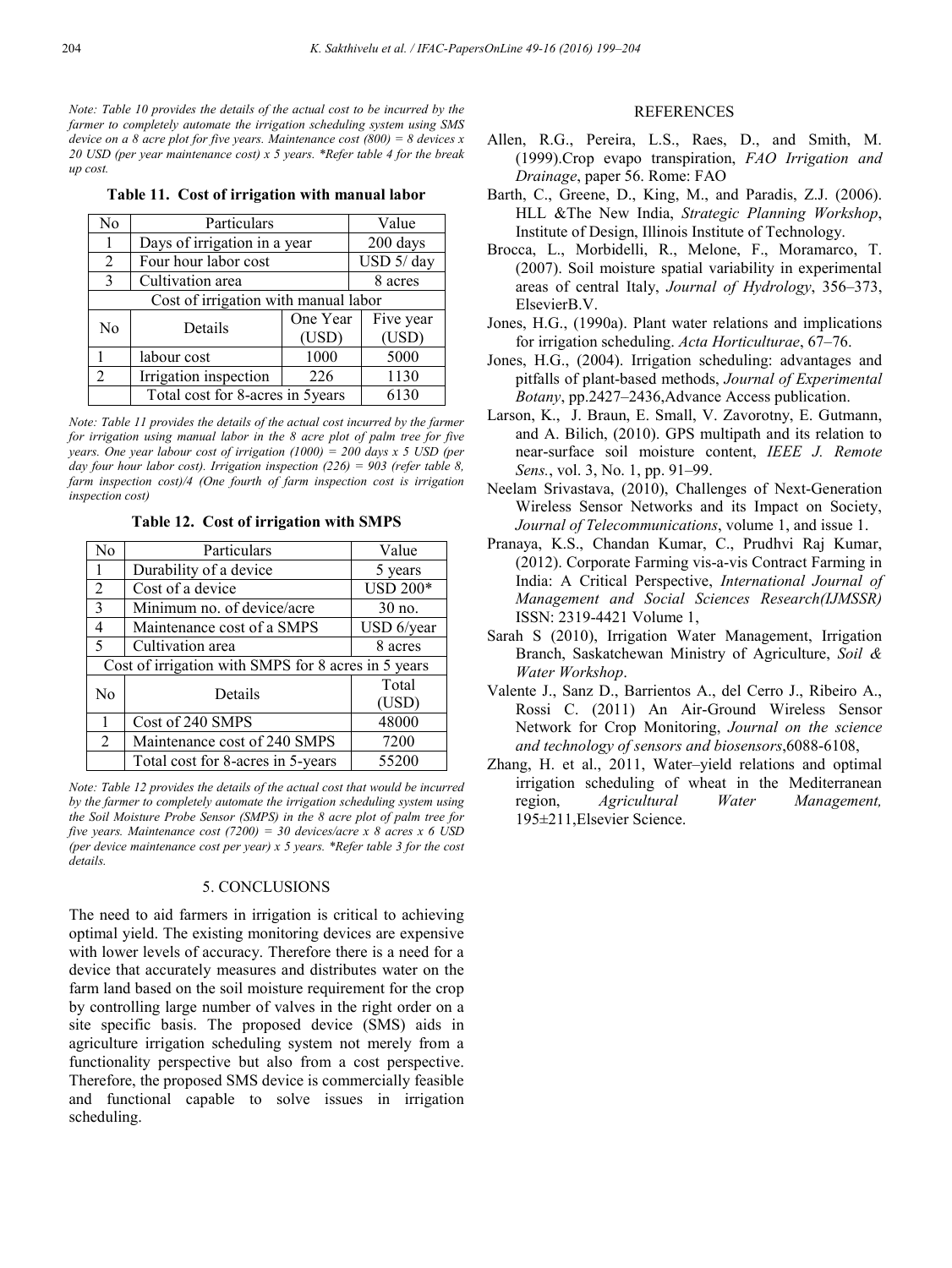*Note: Table 10 provides the details of the actual cost to be incurred by the farmer to completely automate the irrigation scheduling system using SMS device on a 8 acre plot for five years. Maintenance cost (800) = 8 devices x 20 USD (per year maintenance cost) x 5 years. *Refer table 4 for the break up cost.*

**Table 11. Cost of irrigation with manual labor**

| No | Particulars | | Value |
|---|---|---|---|
| 1 | Days of irrigation in a year | | 200 days |
| 2 | Four hour labor cost | | USD 5/ day |
| 3 | Cultivation area | | 8 acres |
| Cost of irrigation with manual labor | | | |
| No | Details | One Year (USD) | Five year (USD) |
| 1 | labour cost | 1000 | 5000 |
| 2 | Irrigation inspection | 226 | 1130 |
| | Total cost for 8-acres in 5years | | 6130 |

*Note: Table 11 provides the details of the actual cost incurred by the farmer for irrigation using manual labor in the 8 acre plot of palm tree for five years. One year labour cost of irrigation (1000) = 200 days x 5 USD (per day four hour labor cost). Irrigation inspection (226) = 903 (refer table 8, farm inspection cost)/4 (One fourth of farm inspection cost is irrigation inspection cost)*

**Table 12. Cost of irrigation with SMPS**

| No | Particulars | Value |
|---|---|---|
| 1 | Durability of a device | 5 years |
| 2 | Cost of a device | USD 200* |
| 3 | Minimum no. of device/acre | 30 no. |
| 4 | Maintenance cost of a SMPS | USD 6/year |
| 5 | Cultivation area | 8 acres |
| Cost of irrigation with SMPS for 8 acres in 5 years | | |
| No | Details | Total (USD) |
| 1 | Cost of 240 SMPS | 48000 |
| 2 | Maintenance cost of 240 SMPS | 7200 |
| | Total cost for 8-acres in 5-years | 55200 |

*Note: Table 12 provides the details of the actual cost that would be incurred by the farmer to completely automate the irrigation scheduling system using the Soil Moisture Probe Sensor (SMPS) in the 8 acre plot of palm tree for five years. Maintenance cost (7200) = 30 devices/acre x 8 acres x 6 USD (per device maintenance cost per year) x 5 years. *Refer table 3 for the cost details.*

## 5. CONCLUSIONS

The need to aid farmers in irrigation is critical to achieving optimal yield. The existing monitoring devices are expensive with lower levels of accuracy. Therefore there is a need for a device that accurately measures and distributes water on the farm land based on the soil moisture requirement for the crop by controlling large number of valves in the right order on a site specific basis. The proposed device (SMS) aids in agriculture irrigation scheduling system not merely from a functionality perspective but also from a cost perspective. Therefore, the proposed SMS device is commercially feasible and functional capable to solve issues in irrigation scheduling.

## REFERENCES

Allen, R.G., Pereira, L.S., Raes, D., and Smith, M. (1999).Crop evapo transpiration, *FAO Irrigation and Drainage*, paper 56. Rome: FAO

Barth, C., Greene, D., King, M., and Paradis, Z.J. (2006). HLL &The New India, *Strategic Planning Workshop*, Institute of Design, Illinois Institute of Technology.

Brocca, L., Morbidelli, R., Melone, F., Moramarco, T. (2007). Soil moisture spatial variability in experimental areas of central Italy, *Journal of Hydrology*, 356–373, ElsevierB.V.

Jones, H.G., (1990a). Plant water relations and implications for irrigation scheduling. *Acta Horticulturae*, 67–76.

Jones, H.G., (2004). Irrigation scheduling: advantages and pitfalls of plant-based methods, *Journal of Experimental Botany*, pp.2427–2436,Advance Access publication.

Larson, K., J. Braun, E. Small, V. Zavorotny, E. Gutmann, and A. Bilich, (2010). GPS multipath and its relation to near-surface soil moisture content, *IEEE J. Remote Sens.*, vol. 3, No. 1, pp. 91–99.

Neelam Srivastava, (2010), Challenges of Next-Generation Wireless Sensor Networks and its Impact on Society, *Journal of Telecommunications*, volume 1, and issue 1.

Pranaya, K.S., Chandan Kumar, C., Prudhvi Raj Kumar, (2012). Corporate Farming vis-a-vis Contract Farming in India: A Critical Perspective, *International Journal of Management and Social Sciences Research(IJMSSR)* ISSN: 2319-4421 Volume 1,

Sarah S (2010), Irrigation Water Management, Irrigation Branch, Saskatchewan Ministry of Agriculture, *Soil & Water Workshop*.

Valente J., Sanz D., Barrientos A., del Cerro J., Ribeiro A., Rossi C. (2011) An Air-Ground Wireless Sensor Network for Crop Monitoring, *Journal on the science and technology of sensors and biosensors*,6088-6108,

Zhang, H. et al., 2011, Water–yield relations and optimal irrigation scheduling of wheat in the Mediterranean region, *Agricultural Water Management,* 195±211,Elsevier Science.